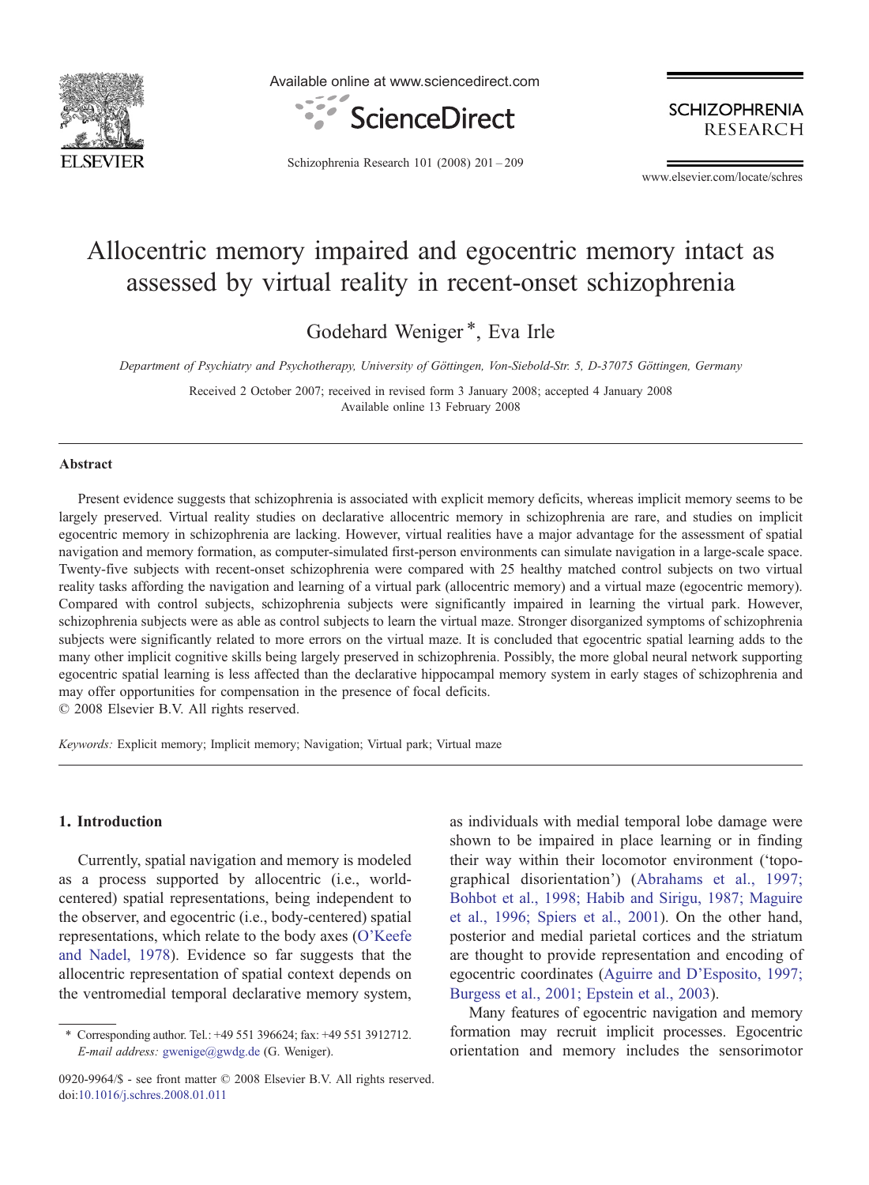# Allocentric memory impaired and egocentric memory intact as assessed by virtual reality in recent-onset schizophrenia

Godehard Weniger *, Eva Irle

*Department of Psychiatry and Psychotherapy, University of Göttingen, Von-Siebold-Str. 5, D-37075 Göttingen, Germany*

Received 2 October 2007; received in revised form 3 January 2008; accepted 4 January 2008
Available online 13 February 2008

## Abstract

Present evidence suggests that schizophrenia is associated with explicit memory deficits, whereas implicit memory seems to be largely preserved. Virtual reality studies on declarative allocentric memory in schizophrenia are rare, and studies on implicit egocentric memory in schizophrenia are lacking. However, virtual realities have a major advantage for the assessment of spatial navigation and memory formation, as computer-simulated first-person environments can simulate navigation in a large-scale space. Twenty-five subjects with recent-onset schizophrenia were compared with 25 healthy matched control subjects on two virtual reality tasks affording the navigation and learning of a virtual park (allocentric memory) and a virtual maze (egocentric memory). Compared with control subjects, schizophrenia subjects were significantly impaired in learning the virtual park. However, schizophrenia subjects were as able as control subjects to learn the virtual maze. Stronger disorganized symptoms of schizophrenia subjects were significantly related to more errors on the virtual maze. It is concluded that egocentric spatial learning adds to the many other implicit cognitive skills being largely preserved in schizophrenia. Possibly, the more global neural network supporting egocentric spatial learning is less affected than the declarative hippocampal memory system in early stages of schizophrenia and may offer opportunities for compensation in the presence of focal deficits.
© 2008 Elsevier B.V. All rights reserved.

*Keywords:* Explicit memory; Implicit memory; Navigation; Virtual park; Virtual maze

## 1. Introduction

Currently, spatial navigation and memory is modeled as a process supported by allocentric (i.e., world-centered) spatial representations, being independent to the observer, and egocentric (i.e., body-centered) spatial representations, which relate to the body axes (O'Keefe and Nadel, 1978). Evidence so far suggests that the allocentric representation of spatial context depends on the ventromedial temporal declarative memory system, as individuals with medial temporal lobe damage were shown to be impaired in place learning or in finding their way within their locomotor environment ('topographical disorientation') (Abrahams et al., 1997; Bohbot et al., 1998; Habib and Sirigu, 1987; Maguire et al., 1996; Spiers et al., 2001). On the other hand, posterior and medial parietal cortices and the striatum are thought to provide representation and encoding of egocentric coordinates (Aguirre and D'Esposito, 1997; Burgess et al., 2001; Epstein et al., 2003).

Many features of egocentric navigation and memory formation may recruit implicit processes. Egocentric orientation and memory includes the sensorimotor

* Corresponding author. Tel.: +49 551 396624; fax: +49 551 3912712.
*E-mail address:* gwenige@gwdg.de (G. Weniger).

0920-9964/$ - see front matter © 2008 Elsevier B.V. All rights reserved.
doi:10.1016/j.schres.2008.01.011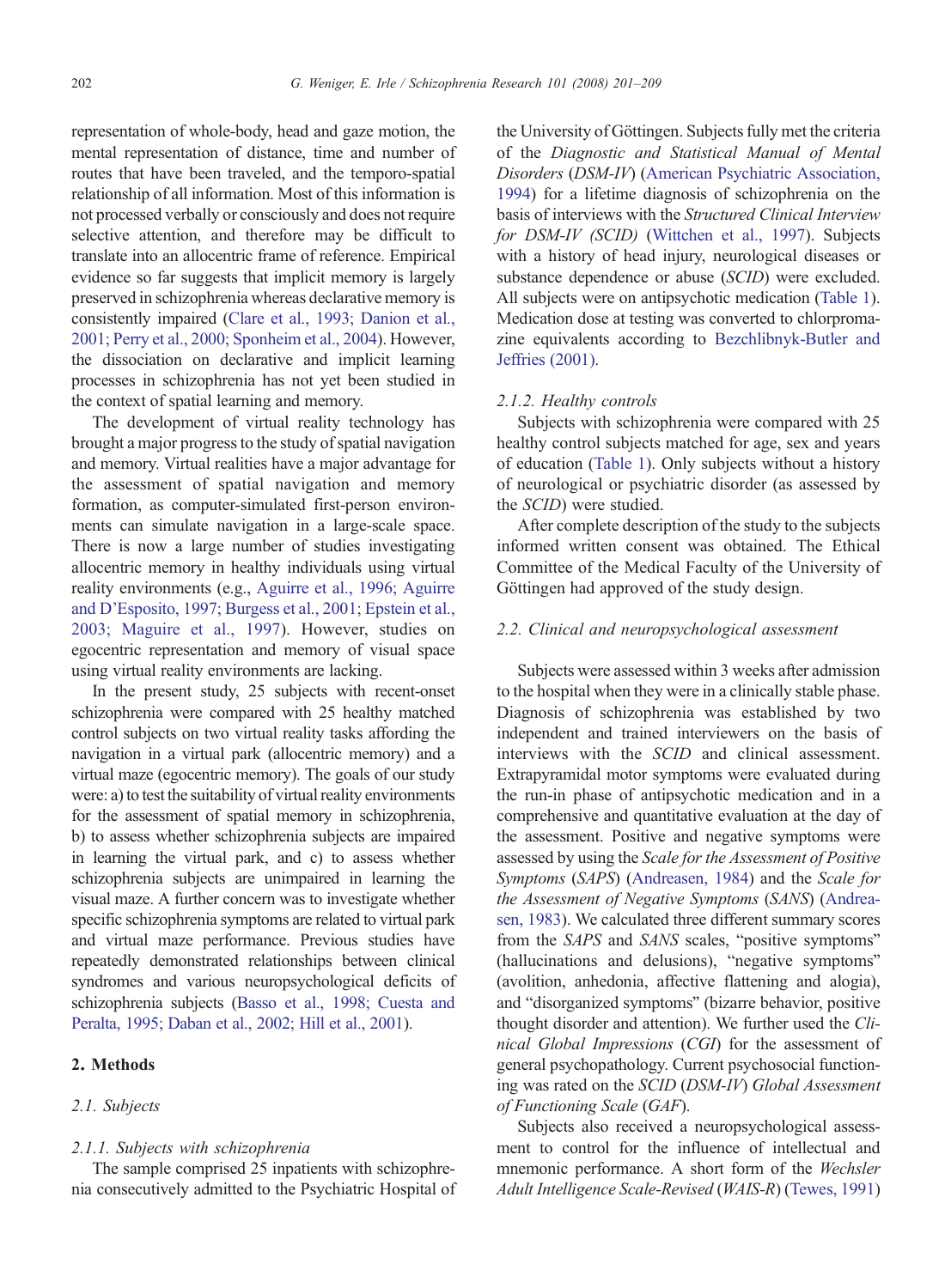representation of whole-body, head and gaze motion, the mental representation of distance, time and number of routes that have been traveled, and the temporo-spatial relationship of all information. Most of this information is not processed verbally or consciously and does not require selective attention, and therefore may be difficult to translate into an allocentric frame of reference. Empirical evidence so far suggests that implicit memory is largely preserved in schizophrenia whereas declarative memory is consistently impaired (Clare et al., 1993; Danion et al., 2001; Perry et al., 2000; Sponheim et al., 2004). However, the dissociation on declarative and implicit learning processes in schizophrenia has not yet been studied in the context of spatial learning and memory.

The development of virtual reality technology has brought a major progress to the study of spatial navigation and memory. Virtual realities have a major advantage for the assessment of spatial navigation and memory formation, as computer-simulated first-person environments can simulate navigation in a large-scale space. There is now a large number of studies investigating allocentric memory in healthy individuals using virtual reality environments (e.g., Aguirre et al., 1996; Aguirre and D'Esposito, 1997; Burgess et al., 2001; Epstein et al., 2003; Maguire et al., 1997). However, studies on egocentric representation and memory of visual space using virtual reality environments are lacking.

In the present study, 25 subjects with recent-onset schizophrenia were compared with 25 healthy matched control subjects on two virtual reality tasks affording the navigation in a virtual park (allocentric memory) and a virtual maze (egocentric memory). The goals of our study were: a) to test the suitability of virtual reality environments for the assessment of spatial memory in schizophrenia, b) to assess whether schizophrenia subjects are impaired in learning the virtual park, and c) to assess whether schizophrenia subjects are unimpaired in learning the visual maze. A further concern was to investigate whether specific schizophrenia symptoms are related to virtual park and virtual maze performance. Previous studies have repeatedly demonstrated relationships between clinical syndromes and various neuropsychological deficits of schizophrenia subjects (Basso et al., 1998; Cuesta and Peralta, 1995; Daban et al., 2002; Hill et al., 2001).

## 2. Methods

### 2.1. Subjects

#### 2.1.1. Subjects with schizophrenia

The sample comprised 25 inpatients with schizophrenia consecutively admitted to the Psychiatric Hospital of the University of Göttingen. Subjects fully met the criteria of the *Diagnostic and Statistical Manual of Mental Disorders* (*DSM-IV*) (American Psychiatric Association, 1994) for a lifetime diagnosis of schizophrenia on the basis of interviews with the *Structured Clinical Interview for DSM-IV (SCID)* (Wittchen et al., 1997). Subjects with a history of head injury, neurological diseases or substance dependence or abuse (*SCID*) were excluded. All subjects were on antipsychotic medication (Table 1). Medication dose at testing was converted to chlorpromazine equivalents according to Bezchlibnyk-Butler and Jeffries (2001).

#### 2.1.2. Healthy controls

Subjects with schizophrenia were compared with 25 healthy control subjects matched for age, sex and years of education (Table 1). Only subjects without a history of neurological or psychiatric disorder (as assessed by the *SCID*) were studied.

After complete description of the study to the subjects informed written consent was obtained. The Ethical Committee of the Medical Faculty of the University of Göttingen had approved of the study design.

### 2.2. Clinical and neuropsychological assessment

Subjects were assessed within 3 weeks after admission to the hospital when they were in a clinically stable phase. Diagnosis of schizophrenia was established by two independent and trained interviewers on the basis of interviews with the *SCID* and clinical assessment. Extrapyramidal motor symptoms were evaluated during the run-in phase of antipsychotic medication and in a comprehensive and quantitative evaluation at the day of the assessment. Positive and negative symptoms were assessed by using the *Scale for the Assessment of Positive Symptoms* (*SAPS*) (Andreasen, 1984) and the *Scale for the Assessment of Negative Symptoms* (*SANS*) (Andreasen, 1983). We calculated three different summary scores from the *SAPS* and *SANS* scales, "positive symptoms" (hallucinations and delusions), "negative symptoms" (avolition, anhedonia, affective flattening and alogia), and "disorganized symptoms" (bizarre behavior, positive thought disorder and attention). We further used the *Clinical Global Impressions* (*CGI*) for the assessment of general psychopathology. Current psychosocial functioning was rated on the *SCID* (*DSM-IV*) *Global Assessment of Functioning Scale* (*GAF*).

Subjects also received a neuropsychological assessment to control for the influence of intellectual and mnemonic performance. A short form of the *Wechsler Adult Intelligence Scale-Revised* (*WAIS-R*) (Tewes, 1991)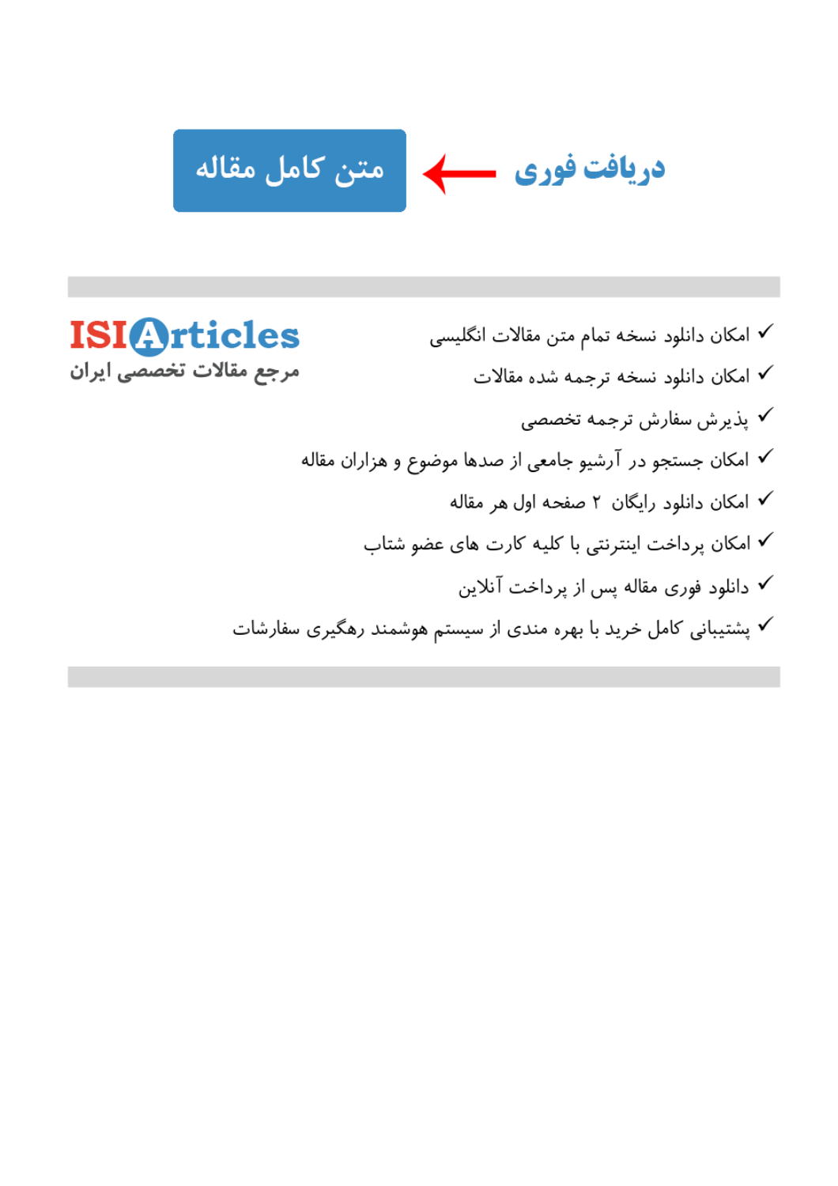دریافت فوری ← **متن کامل مقاله**

**ISIArticles**
مرجع مقالات تخصصی ایران

- ✓ امکان دانلود نسخه تمام متن مقالات انگلیسی
- ✓ امکان دانلود نسخه ترجمه شده مقالات
- ✓ پذیرش سفارش ترجمه تخصصی
- ✓ امکان جستجو در آرشیو جامعی از صدها موضوع و هزاران مقاله
- ✓ امکان دانلود رایگان ۲ صفحه اول هر مقاله
- ✓ امکان پرداخت اینترنتی با کلیه کارت های عضو شتاب
- ✓ دانلود فوری مقاله پس از پرداخت آنلاین
- ✓ پشتیبانی کامل خرید با بهره مندی از سیستم هوشمند رهگیری سفارشات